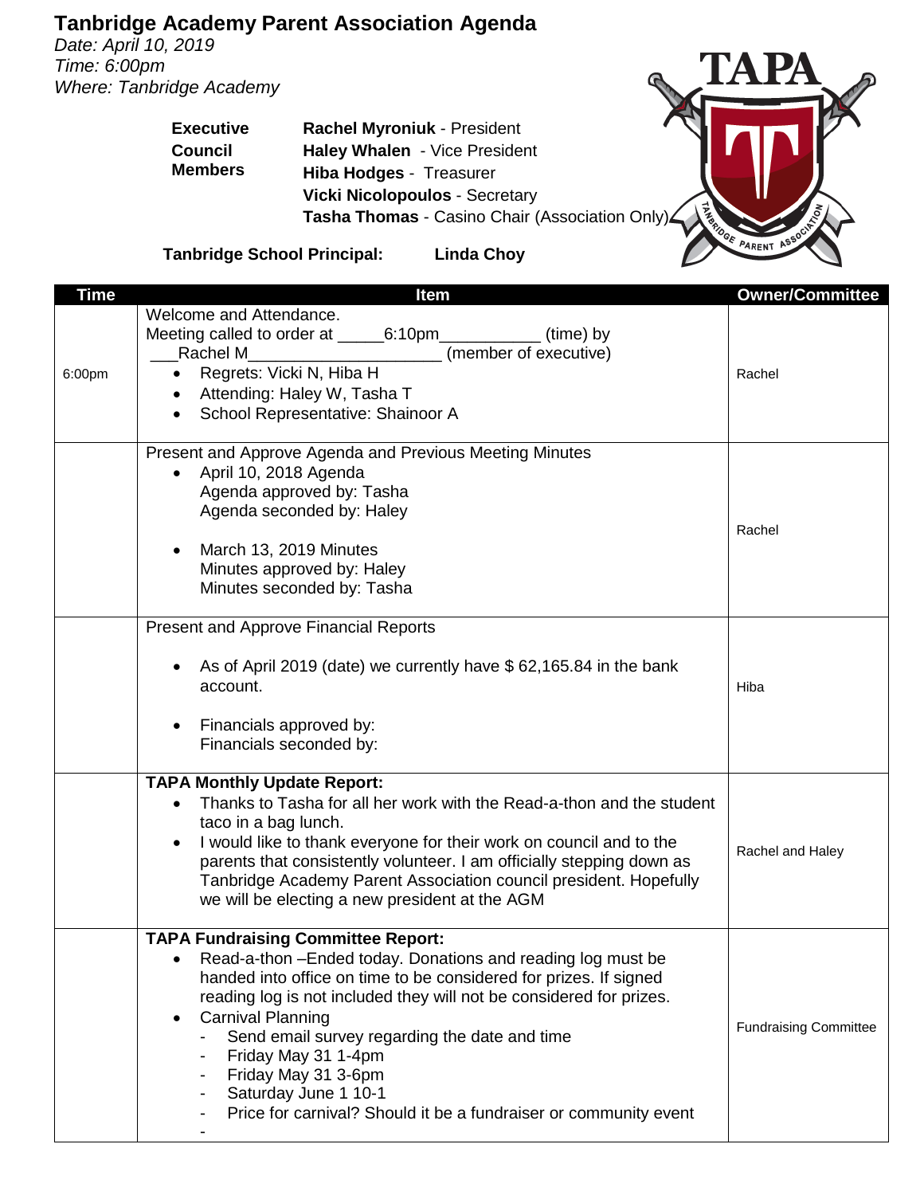# Tanbridge Academy Parent Association Agenda

*Date: April 10, 2019*
*Time: 6:00pm*
*Where: Tanbridge Academy*

| **Executive Council Members** | |
|---|---|
| **Rachel Myroniuk** - President | |
| **Haley Whalen** - Vice President | |
| **Hiba Hodges** - Treasurer | |
| **Vicki Nicolopoulos** - Secretary | |
| **Tasha Thomas** - Casino Chair (Association Only) | |

**Tanbridge School Principal:** **Linda Choy**

| Time | Item | Owner/Committee |
|---|---|---|
| 6:00pm | Welcome and Attendance.<br>Meeting called to order at \_\_\_\_\_6:10pm\_\_\_\_\_\_\_\_\_\_\_ (time) by \_\_\_Rachel M\_\_\_\_\_\_\_\_\_\_\_\_\_\_\_\_\_\_\_\_\_ (member of executive)<br>• Regrets: Vicki N, Hiba H<br>• Attending: Haley W, Tasha T<br>• School Representative: Shainoor A | Rachel |
| | Present and Approve Agenda and Previous Meeting Minutes<br>• April 10, 2018 Agenda<br>Agenda approved by: Tasha<br>Agenda seconded by: Haley<br>• March 13, 2019 Minutes<br>Minutes approved by: Haley<br>Minutes seconded by: Tasha | Rachel |
| | Present and Approve Financial Reports<br>• As of April 2019 (date) we currently have $ 62,165.84 in the bank account.<br>• Financials approved by:<br>Financials seconded by: | Hiba |
| | **TAPA Monthly Update Report:**<br>• Thanks to Tasha for all her work with the Read-a-thon and the student taco in a bag lunch.<br>• I would like to thank everyone for their work on council and to the parents that consistently volunteer. I am officially stepping down as Tanbridge Academy Parent Association council president. Hopefully we will be electing a new president at the AGM | Rachel and Haley |
| | **TAPA Fundraising Committee Report:**<br>• Read-a-thon –Ended today. Donations and reading log must be handed into office on time to be considered for prizes. If signed reading log is not included they will not be considered for prizes.<br>• Carnival Planning<br>- Send email survey regarding the date and time<br>- Friday May 31 1-4pm<br>- Friday May 31 3-6pm<br>- Saturday June 1 10-1<br>- Price for carnival? Should it be a fundraiser or community event<br>- | Fundraising Committee |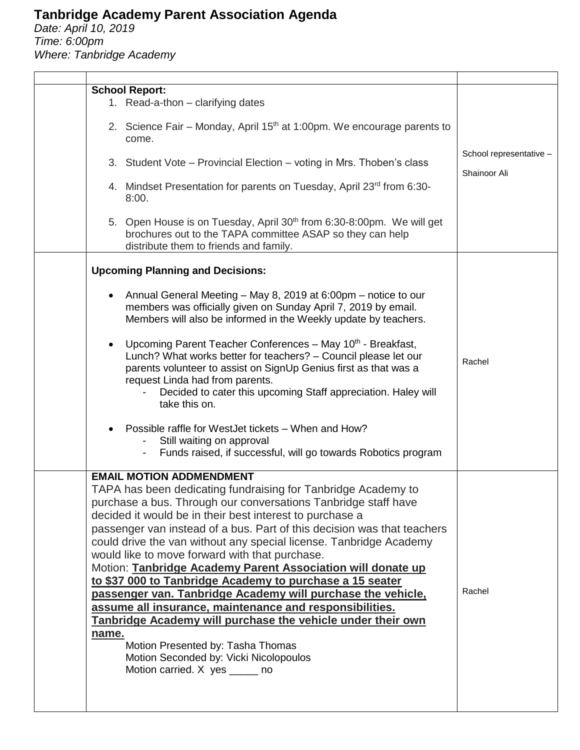# Tanbridge Academy Parent Association Agenda

*Date: April 10, 2019*
*Time: 6:00pm*
*Where: Tanbridge Academy*

| | | |
|---|---|---|
| | **School Report:**<br>1. Read-a-thon – clarifying dates<br>2. Science Fair – Monday, April 15th at 1:00pm. We encourage parents to come.<br>3. Student Vote – Provincial Election – voting in Mrs. Thoben's class<br>4. Mindset Presentation for parents on Tuesday, April 23rd from 6:30-8:00.<br>5. Open House is on Tuesday, April 30th from 6:30-8:00pm. We will get brochures out to the TAPA committee ASAP so they can help distribute them to friends and family. | School representative – Shainoor Ali |
| | **Upcoming Planning and Decisions:**<br>• Annual General Meeting – May 8, 2019 at 6:00pm – notice to our members was officially given on Sunday April 7, 2019 by email. Members will also be informed in the Weekly update by teachers.<br>• Upcoming Parent Teacher Conferences – May 10th - Breakfast, Lunch? What works better for teachers? – Council please let our parents volunteer to assist on SignUp Genius first as that was a request Linda had from parents.<br>  - Decided to cater this upcoming Staff appreciation. Haley will take this on.<br>• Possible raffle for WestJet tickets – When and How?<br>  - Still waiting on approval<br>  - Funds raised, if successful, will go towards Robotics program | Rachel |
| | **EMAIL MOTION ADDMENDMENT**<br>TAPA has been dedicating fundraising for Tanbridge Academy to purchase a bus. Through our conversations Tanbridge staff have decided it would be in their best interest to purchase a passenger van instead of a bus. Part of this decision was that teachers could drive the van without any special license. Tanbridge Academy would like to move forward with that purchase.<br>Motion: **<u>Tanbridge Academy Parent Association will donate up to $37 000 to Tanbridge Academy to purchase a 15 seater passenger van. Tanbridge Academy will purchase the vehicle, assume all insurance, maintenance and responsibilities. Tanbridge Academy will purchase the vehicle under their own name.</u>**<br>Motion Presented by: Tasha Thomas<br>Motion Seconded by: Vicki Nicolopoulos<br>Motion carried. X yes _____ no | Rachel |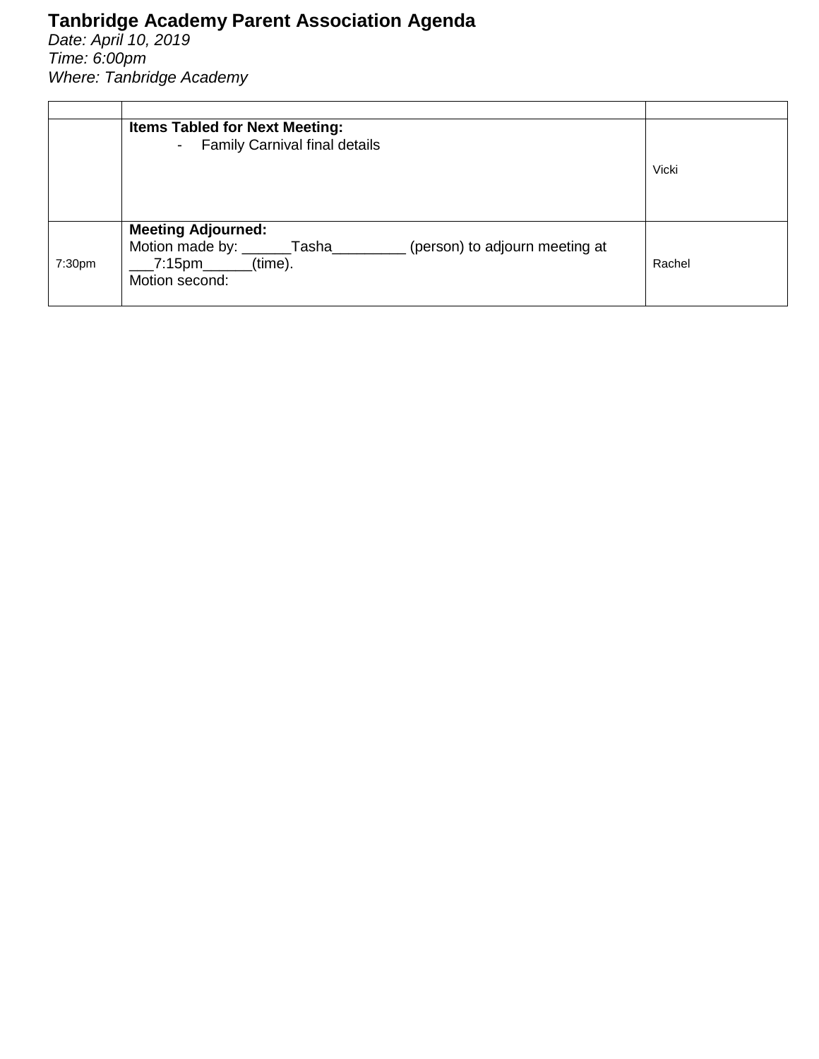**Tanbridge Academy Parent Association Agenda**
*Date: April 10, 2019*
*Time: 6:00pm*
*Where: Tanbridge Academy*

| | | |
|---|---|---|
| | **Items Tabled for Next Meeting:**<br>- Family Carnival final details | Vicki |
| 7:30pm | **Meeting Adjourned:**<br>Motion made by: ______Tasha_________ (person) to adjourn meeting at ___7:15pm______(time).<br>Motion second: | Rachel |